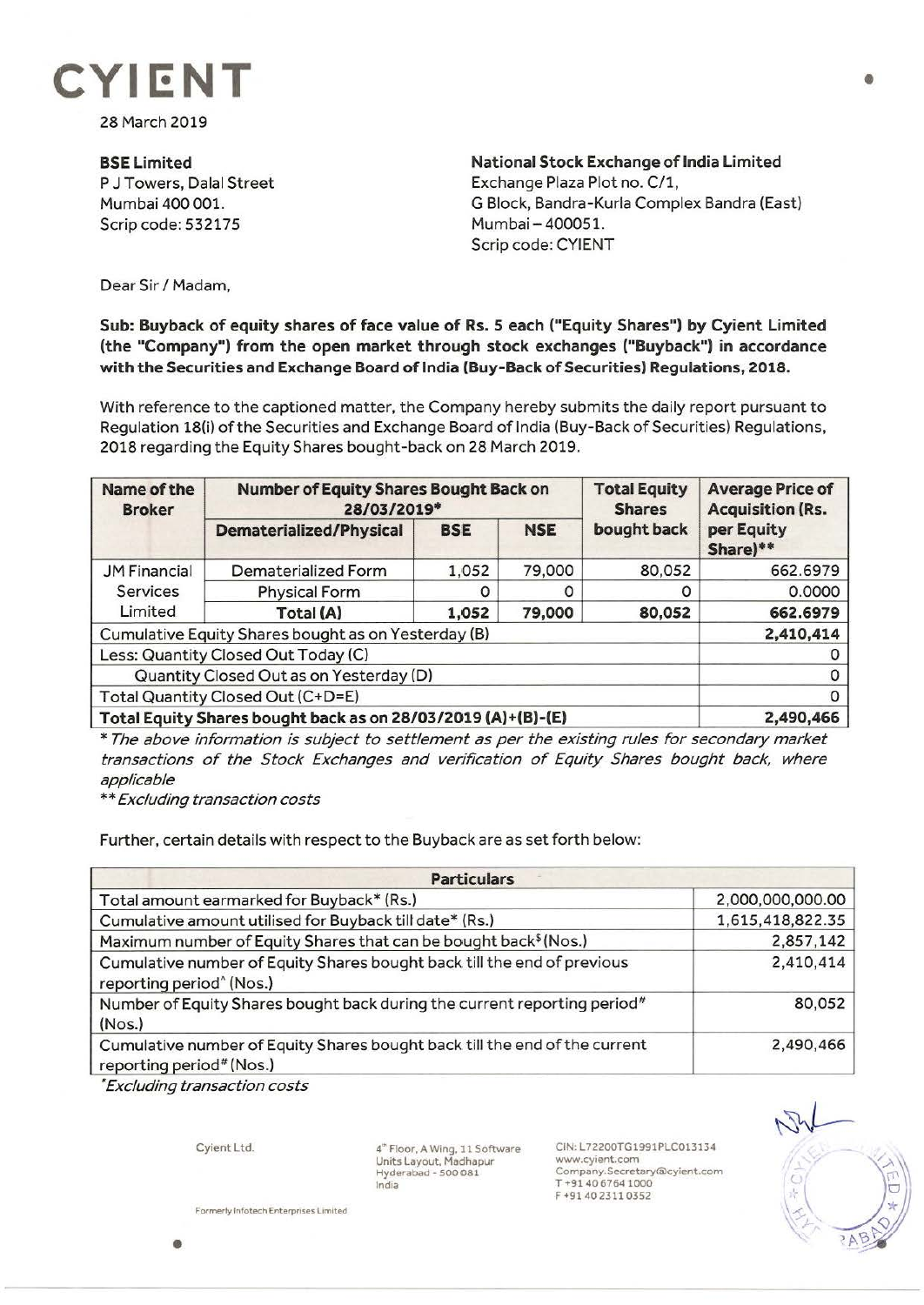# CYIENT

28 March 2019

**BSE Limited**
P J Towers, Dalal Street
Mumbai 400 001.
Scrip code: 532175

**National Stock Exchange of India Limited**
Exchange Plaza Plot no. C/1,
G Block, Bandra-Kurla Complex Bandra (East)
Mumbai – 400051.
Scrip code: CYIENT

Dear Sir / Madam,

**Sub: Buyback of equity shares of face value of Rs. 5 each ("Equity Shares") by Cyient Limited (the "Company") from the open market through stock exchanges ("Buyback") in accordance with the Securities and Exchange Board of India (Buy-Back of Securities) Regulations, 2018.**

With reference to the captioned matter, the Company hereby submits the daily report pursuant to Regulation 18(i) of the Securities and Exchange Board of India (Buy-Back of Securities) Regulations, 2018 regarding the Equity Shares bought-back on 28 March 2019.

| Name of the Broker | Number of Equity Shares Bought Back on 28/03/2019* | | | Total Equity Shares bought back | Average Price of Acquisition (Rs. per Equity Share)** |
|---|---|---|---|---|---|
| | Dematerialized/Physical | BSE | NSE | | |
| JM Financial Services Limited | Dematerialized Form | 1,052 | 79,000 | 80,052 | 662.6979 |
| | Physical Form | 0 | 0 | 0 | 0.0000 |
| | Total (A) | 1,052 | 79,000 | 80,052 | 662.6979 |
| Cumulative Equity Shares bought as on Yesterday (B) | | | | | 2,410,414 |
| Less: Quantity Closed Out Today (C) | | | | | 0 |
| Quantity Closed Out as on Yesterday (D) | | | | | 0 |
| Total Quantity Closed Out (C+D=E) | | | | | 0 |
| **Total Equity Shares bought back as on 28/03/2019 (A)+(B)-(E)** | | | | | **2,490,466** |

*\* The above information is subject to settlement as per the existing rules for secondary market transactions of the Stock Exchanges and verification of Equity Shares bought back, where applicable*

*\*\* Excluding transaction costs*

Further, certain details with respect to the Buyback are as set forth below:

| Particulars | |
|---|---|
| Total amount earmarked for Buyback* (Rs.) | 2,000,000,000.00 |
| Cumulative amount utilised for Buyback till date* (Rs.) | 1,615,418,822.35 |
| Maximum number of Equity Shares that can be bought back$ (Nos.) | 2,857,142 |
| Cumulative number of Equity Shares bought back till the end of previous reporting period^ (Nos.) | 2,410,414 |
| Number of Equity Shares bought back during the current reporting period# (Nos.) | 80,052 |
| Cumulative number of Equity Shares bought back till the end of the current reporting period# (Nos.) | 2,490,466 |

*\*Excluding transaction costs*

Cyient Ltd.

Formerly Infotech Enterprises Limited

4th Floor, A Wing, 11 Software Units Layout, Madhapur Hyderabad - 500 081 India

CIN: L72200TG1991PLC013134
www.cyient.com
Company.Secretary@cyient.com
T +91 40 6764 1000
F +91 40 2311 0352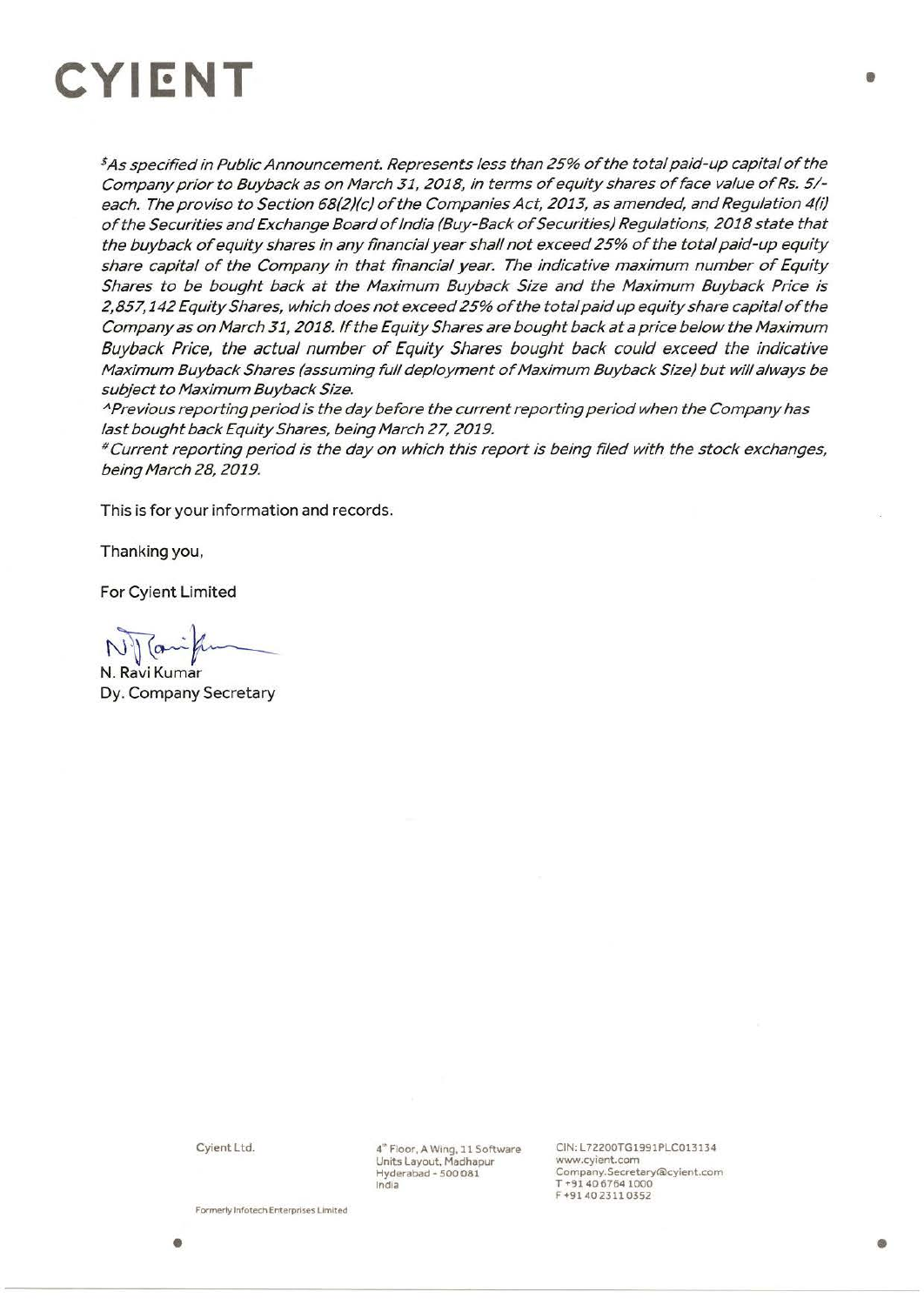*$As specified in Public Announcement. Represents less than 25% of the total paid-up capital of the Company prior to Buyback as on March 31, 2018, in terms of equity shares of face value of Rs. 5/- each. The proviso to Section 68(2)(c) of the Companies Act, 2013, as amended, and Regulation 4(i) of the Securities and Exchange Board of India (Buy-Back of Securities) Regulations, 2018 state that the buyback of equity shares in any financial year shall not exceed 25% of the total paid-up equity share capital of the Company in that financial year. The indicative maximum number of Equity Shares to be bought back at the Maximum Buyback Size and the Maximum Buyback Price is 2,857,142 Equity Shares, which does not exceed 25% of the total paid up equity share capital of the Company as on March 31, 2018. If the Equity Shares are bought back at a price below the Maximum Buyback Price, the actual number of Equity Shares bought back could exceed the indicative Maximum Buyback Shares (assuming full deployment of Maximum Buyback Size) but will always be subject to Maximum Buyback Size.*

*^Previous reporting period is the day before the current reporting period when the Company has last bought back Equity Shares, being March 27, 2019.*

*#Current reporting period is the day on which this report is being filed with the stock exchanges, being March 28, 2019.*

This is for your information and records.

Thanking you,

For Cyient Limited

N. Ravi Kumar
Dy. Company Secretary

Cyient Ltd.

4th Floor, A Wing, 11 Software Units Layout, Madhapur
Hyderabad - 500 081
India

CIN: L72200TG1991PLC013134
www.cyient.com
Company.Secretary@cyient.com
T +91 40 6764 1000
F +91 40 2311 0352

Formerly Infotech Enterprises Limited